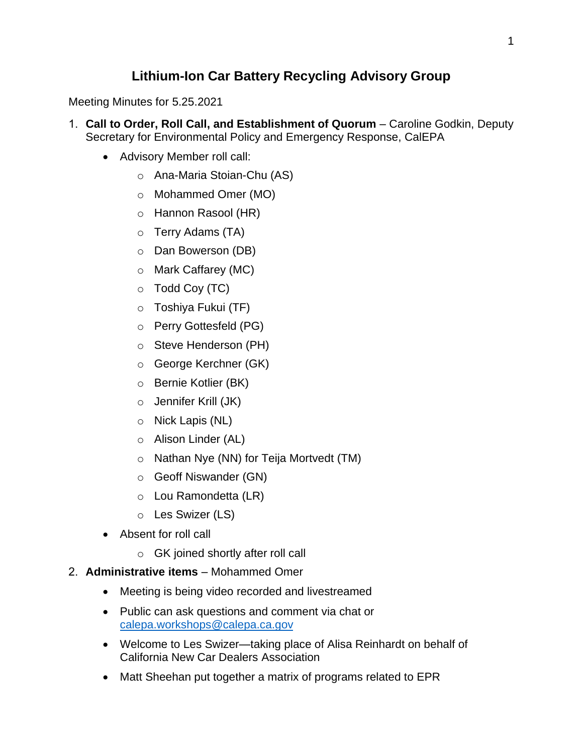# Lithium-Ion Car Battery Recycling Advisory Group

Meeting Minutes for 5.25.2021

1. **Call to Order, Roll Call, and Establishment of Quorum** – Caroline Godkin, Deputy Secretary for Environmental Policy and Emergency Response, CalEPA
    - Advisory Member roll call:
        - Ana-Maria Stoian-Chu (AS)
        - Mohammed Omer (MO)
        - Hannon Rasool (HR)
        - Terry Adams (TA)
        - Dan Bowerson (DB)
        - Mark Caffarey (MC)
        - Todd Coy (TC)
        - Toshiya Fukui (TF)
        - Perry Gottesfeld (PG)
        - Steve Henderson (PH)
        - George Kerchner (GK)
        - Bernie Kotlier (BK)
        - Jennifer Krill (JK)
        - Nick Lapis (NL)
        - Alison Linder (AL)
        - Nathan Nye (NN) for Teija Mortvedt (TM)
        - Geoff Niswander (GN)
        - Lou Ramondetta (LR)
        - Les Swizer (LS)
    - Absent for roll call
        - GK joined shortly after roll call
2. **Administrative items** – Mohammed Omer
    - Meeting is being video recorded and livestreamed
    - Public can ask questions and comment via chat or calepa.workshops@calepa.ca.gov
    - Welcome to Les Swizer—taking place of Alisa Reinhardt on behalf of California New Car Dealers Association
    - Matt Sheehan put together a matrix of programs related to EPR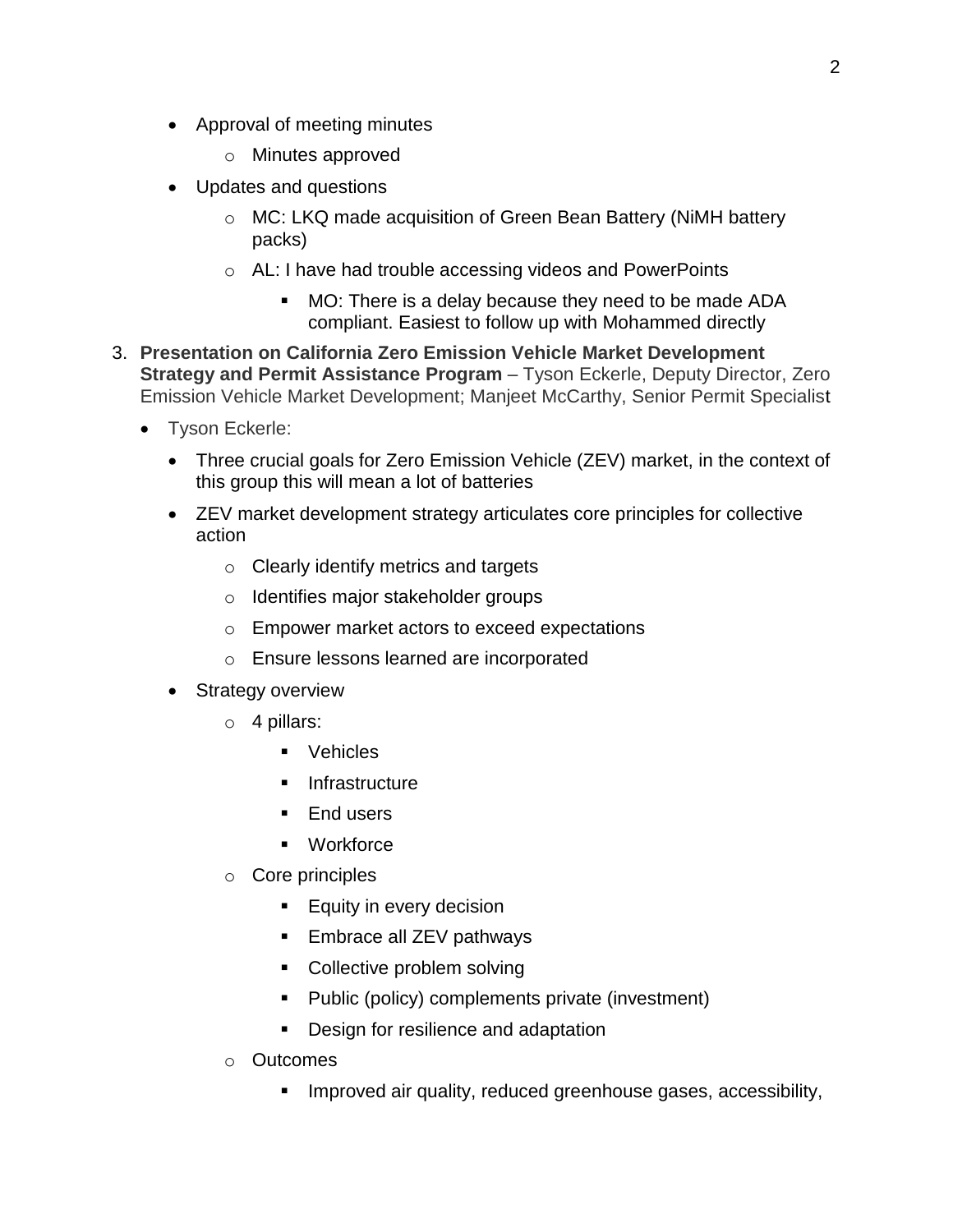- Approval of meeting minutes
    - Minutes approved
- Updates and questions
    - MC: LKQ made acquisition of Green Bean Battery (NiMH battery packs)
    - AL: I have had trouble accessing videos and PowerPoints
        - MO: There is a delay because they need to be made ADA compliant. Easiest to follow up with Mohammed directly

3. **Presentation on California Zero Emission Vehicle Market Development Strategy and Permit Assistance Program** – Tyson Eckerle, Deputy Director, Zero Emission Vehicle Market Development; Manjeet McCarthy, Senior Permit Specialist

- Tyson Eckerle:
    - Three crucial goals for Zero Emission Vehicle (ZEV) market, in the context of this group this will mean a lot of batteries
    - ZEV market development strategy articulates core principles for collective action
        - Clearly identify metrics and targets
        - Identifies major stakeholder groups
        - Empower market actors to exceed expectations
        - Ensure lessons learned are incorporated
    - Strategy overview
        - 4 pillars:
            - Vehicles
            - Infrastructure
            - End users
            - Workforce
        - Core principles
            - Equity in every decision
            - Embrace all ZEV pathways
            - Collective problem solving
            - Public (policy) complements private (investment)
            - Design for resilience and adaptation
        - Outcomes
            - Improved air quality, reduced greenhouse gases, accessibility,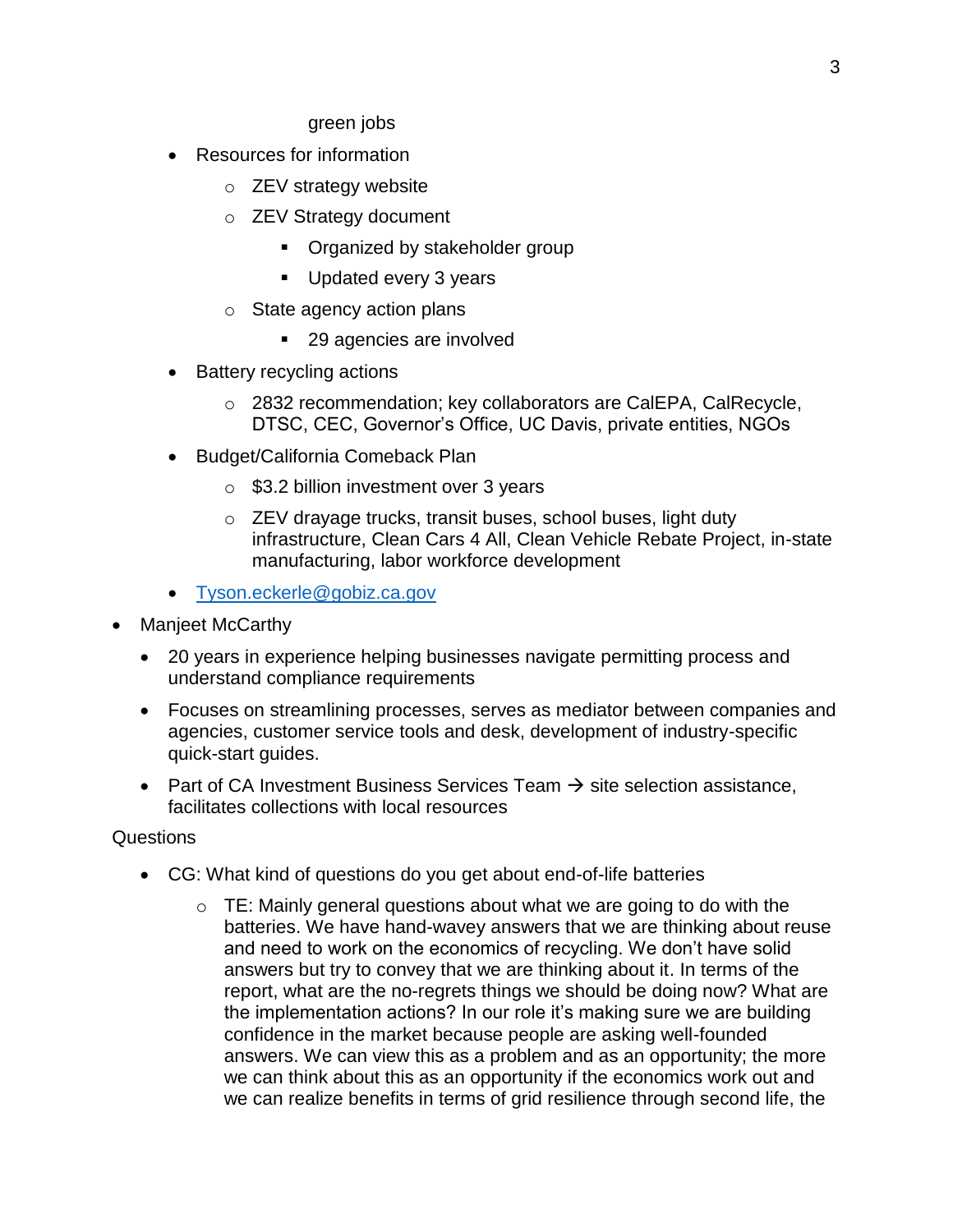green jobs

- Resources for information
  - ZEV strategy website
  - ZEV Strategy document
    - Organized by stakeholder group
    - Updated every 3 years
  - State agency action plans
    - 29 agencies are involved
- Battery recycling actions
  - 2832 recommendation; key collaborators are CalEPA, CalRecycle, DTSC, CEC, Governor's Office, UC Davis, private entities, NGOs
- Budget/California Comeback Plan
  - $3.2 billion investment over 3 years
  - ZEV drayage trucks, transit buses, school buses, light duty infrastructure, Clean Cars 4 All, Clean Vehicle Rebate Project, in-state manufacturing, labor workforce development
- [Tyson.eckerle@gobiz.ca.gov](mailto:Tyson.eckerle@gobiz.ca.gov)

- Manjeet McCarthy
  - 20 years in experience helping businesses navigate permitting process and understand compliance requirements
  - Focuses on streamlining processes, serves as mediator between companies and agencies, customer service tools and desk, development of industry-specific quick-start guides.
  - Part of CA Investment Business Services Team → site selection assistance, facilitates collections with local resources

Questions

- CG: What kind of questions do you get about end-of-life batteries
  - TE: Mainly general questions about what we are going to do with the batteries. We have hand-wavey answers that we are thinking about reuse and need to work on the economics of recycling. We don't have solid answers but try to convey that we are thinking about it. In terms of the report, what are the no-regrets things we should be doing now? What are the implementation actions? In our role it's making sure we are building confidence in the market because people are asking well-founded answers. We can view this as a problem and as an opportunity; the more we can think about this as an opportunity if the economics work out and we can realize benefits in terms of grid resilience through second life, the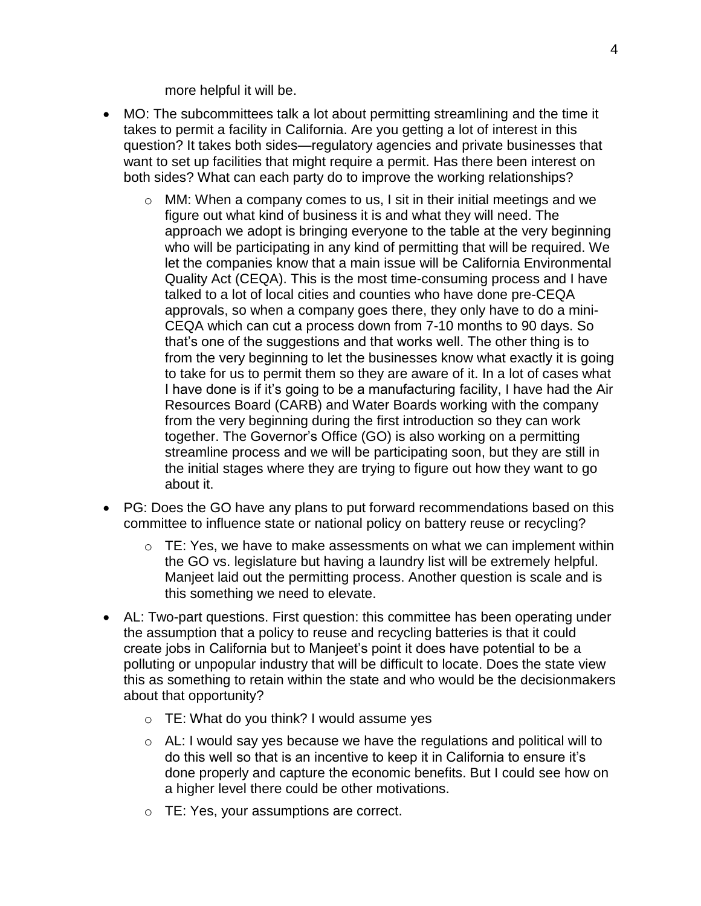more helpful it will be.

- MO: The subcommittees talk a lot about permitting streamlining and the time it takes to permit a facility in California. Are you getting a lot of interest in this question? It takes both sides—regulatory agencies and private businesses that want to set up facilities that might require a permit. Has there been interest on both sides? What can each party do to improve the working relationships?
    - MM: When a company comes to us, I sit in their initial meetings and we figure out what kind of business it is and what they will need. The approach we adopt is bringing everyone to the table at the very beginning who will be participating in any kind of permitting that will be required. We let the companies know that a main issue will be California Environmental Quality Act (CEQA). This is the most time-consuming process and I have talked to a lot of local cities and counties who have done pre-CEQA approvals, so when a company goes there, they only have to do a mini-CEQA which can cut a process down from 7-10 months to 90 days. So that's one of the suggestions and that works well. The other thing is to from the very beginning to let the businesses know what exactly it is going to take for us to permit them so they are aware of it. In a lot of cases what I have done is if it's going to be a manufacturing facility, I have had the Air Resources Board (CARB) and Water Boards working with the company from the very beginning during the first introduction so they can work together. The Governor's Office (GO) is also working on a permitting streamline process and we will be participating soon, but they are still in the initial stages where they are trying to figure out how they want to go about it.
- PG: Does the GO have any plans to put forward recommendations based on this committee to influence state or national policy on battery reuse or recycling?
    - TE: Yes, we have to make assessments on what we can implement within the GO vs. legislature but having a laundry list will be extremely helpful. Manjeet laid out the permitting process. Another question is scale and is this something we need to elevate.
- AL: Two-part questions. First question: this committee has been operating under the assumption that a policy to reuse and recycling batteries is that it could create jobs in California but to Manjeet's point it does have potential to be a polluting or unpopular industry that will be difficult to locate. Does the state view this as something to retain within the state and who would be the decisionmakers about that opportunity?
    - TE: What do you think? I would assume yes
    - AL: I would say yes because we have the regulations and political will to do this well so that is an incentive to keep it in California to ensure it's done properly and capture the economic benefits. But I could see how on a higher level there could be other motivations.
    - TE: Yes, your assumptions are correct.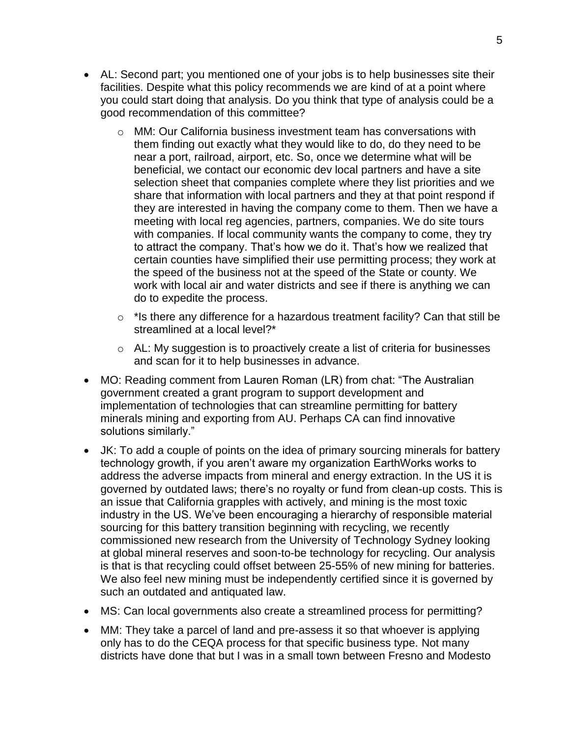- AL: Second part; you mentioned one of your jobs is to help businesses site their facilities. Despite what this policy recommends we are kind of at a point where you could start doing that analysis. Do you think that type of analysis could be a good recommendation of this committee?
  - MM: Our California business investment team has conversations with them finding out exactly what they would like to do, do they need to be near a port, railroad, airport, etc. So, once we determine what will be beneficial, we contact our economic dev local partners and have a site selection sheet that companies complete where they list priorities and we share that information with local partners and they at that point respond if they are interested in having the company come to them. Then we have a meeting with local reg agencies, partners, companies. We do site tours with companies. If local community wants the company to come, they try to attract the company. That's how we do it. That's how we realized that certain counties have simplified their use permitting process; they work at the speed of the business not at the speed of the State or county. We work with local air and water districts and see if there is anything we can do to expedite the process.
  - *Is there any difference for a hazardous treatment facility? Can that still be streamlined at a local level?*
  - AL: My suggestion is to proactively create a list of criteria for businesses and scan for it to help businesses in advance.
- MO: Reading comment from Lauren Roman (LR) from chat: "The Australian government created a grant program to support development and implementation of technologies that can streamline permitting for battery minerals mining and exporting from AU. Perhaps CA can find innovative solutions similarly."
- JK: To add a couple of points on the idea of primary sourcing minerals for battery technology growth, if you aren't aware my organization EarthWorks works to address the adverse impacts from mineral and energy extraction. In the US it is governed by outdated laws; there's no royalty or fund from clean-up costs. This is an issue that California grapples with actively, and mining is the most toxic industry in the US. We've been encouraging a hierarchy of responsible material sourcing for this battery transition beginning with recycling, we recently commissioned new research from the University of Technology Sydney looking at global mineral reserves and soon-to-be technology for recycling. Our analysis is that is that recycling could offset between 25-55% of new mining for batteries. We also feel new mining must be independently certified since it is governed by such an outdated and antiquated law.
- MS: Can local governments also create a streamlined process for permitting?
- MM: They take a parcel of land and pre-assess it so that whoever is applying only has to do the CEQA process for that specific business type. Not many districts have done that but I was in a small town between Fresno and Modesto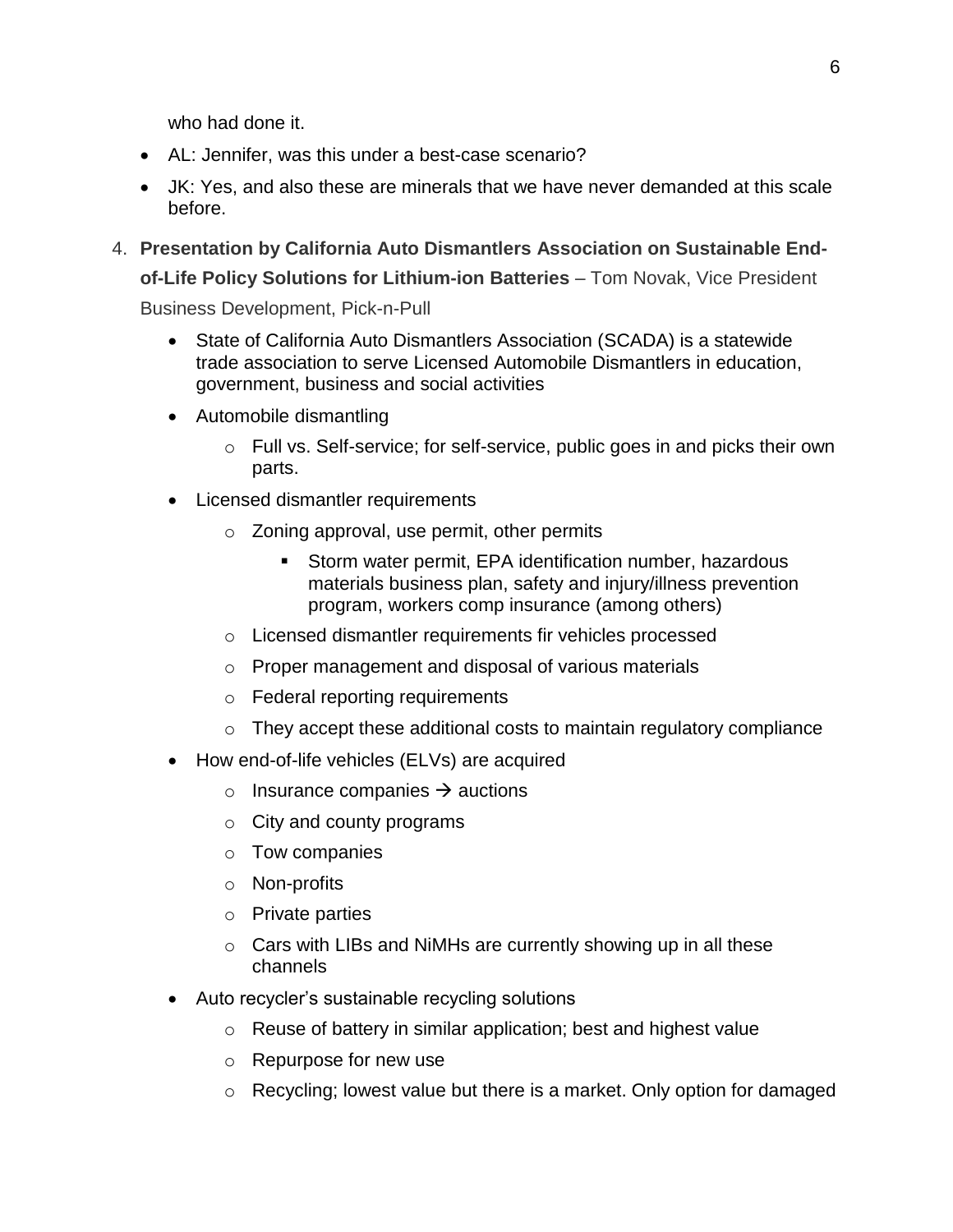who had done it.

- AL: Jennifer, was this under a best-case scenario?
- JK: Yes, and also these are minerals that we have never demanded at this scale before.

4. **Presentation by California Auto Dismantlers Association on Sustainable End-of-Life Policy Solutions for Lithium-ion Batteries** – Tom Novak, Vice President Business Development, Pick-n-Pull
    - State of California Auto Dismantlers Association (SCADA) is a statewide trade association to serve Licensed Automobile Dismantlers in education, government, business and social activities
    - Automobile dismantling
        - Full vs. Self-service; for self-service, public goes in and picks their own parts.
    - Licensed dismantler requirements
        - Zoning approval, use permit, other permits
            - Storm water permit, EPA identification number, hazardous materials business plan, safety and injury/illness prevention program, workers comp insurance (among others)
        - Licensed dismantler requirements fir vehicles processed
        - Proper management and disposal of various materials
        - Federal reporting requirements
        - They accept these additional costs to maintain regulatory compliance
    - How end-of-life vehicles (ELVs) are acquired
        - Insurance companies → auctions
        - City and county programs
        - Tow companies
        - Non-profits
        - Private parties
        - Cars with LIBs and NiMHs are currently showing up in all these channels
    - Auto recycler's sustainable recycling solutions
        - Reuse of battery in similar application; best and highest value
        - Repurpose for new use
        - Recycling; lowest value but there is a market. Only option for damaged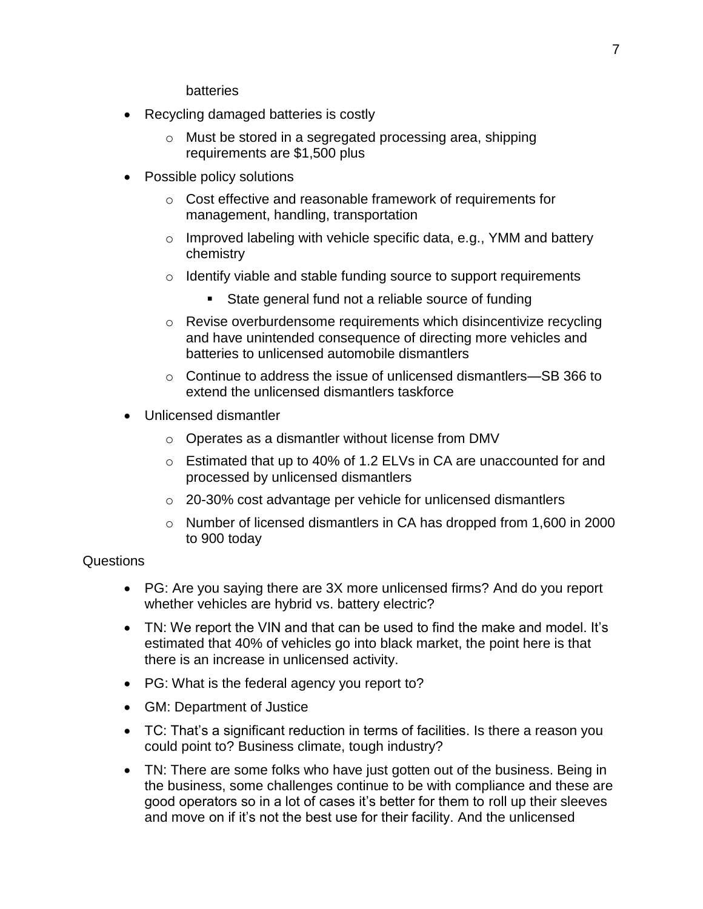batteries

- Recycling damaged batteries is costly
  - Must be stored in a segregated processing area, shipping requirements are $1,500 plus
- Possible policy solutions
  - Cost effective and reasonable framework of requirements for management, handling, transportation
  - Improved labeling with vehicle specific data, e.g., YMM and battery chemistry
  - Identify viable and stable funding source to support requirements
    - State general fund not a reliable source of funding
  - Revise overburdensome requirements which disincentivize recycling and have unintended consequence of directing more vehicles and batteries to unlicensed automobile dismantlers
  - Continue to address the issue of unlicensed dismantlers—SB 366 to extend the unlicensed dismantlers taskforce
- Unlicensed dismantler
  - Operates as a dismantler without license from DMV
  - Estimated that up to 40% of 1.2 ELVs in CA are unaccounted for and processed by unlicensed dismantlers
  - 20-30% cost advantage per vehicle for unlicensed dismantlers
  - Number of licensed dismantlers in CA has dropped from 1,600 in 2000 to 900 today

Questions

- PG: Are you saying there are 3X more unlicensed firms? And do you report whether vehicles are hybrid vs. battery electric?
- TN: We report the VIN and that can be used to find the make and model. It's estimated that 40% of vehicles go into black market, the point here is that there is an increase in unlicensed activity.
- PG: What is the federal agency you report to?
- GM: Department of Justice
- TC: That's a significant reduction in terms of facilities. Is there a reason you could point to? Business climate, tough industry?
- TN: There are some folks who have just gotten out of the business. Being in the business, some challenges continue to be with compliance and these are good operators so in a lot of cases it's better for them to roll up their sleeves and move on if it's not the best use for their facility. And the unlicensed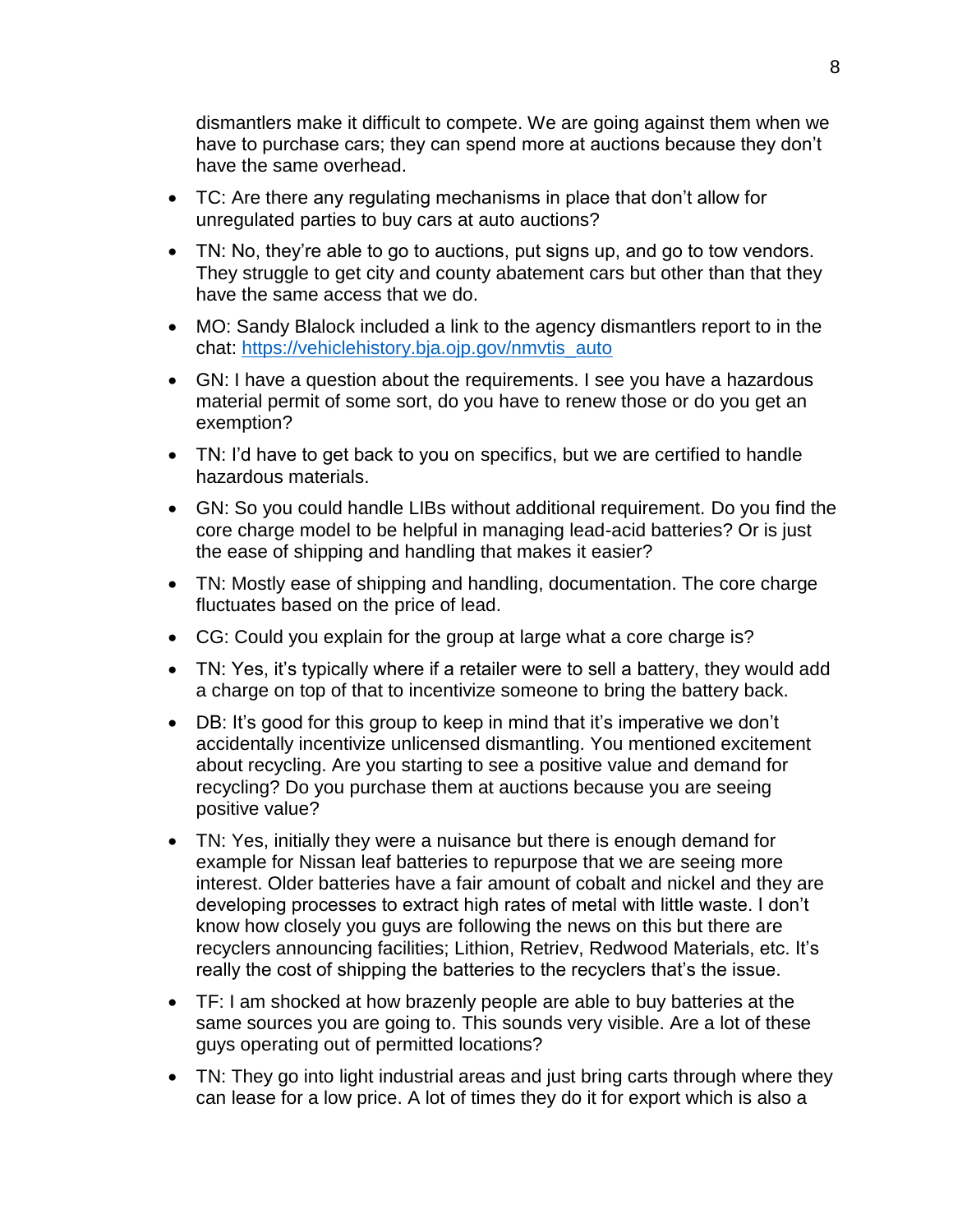dismantlers make it difficult to compete. We are going against them when we have to purchase cars; they can spend more at auctions because they don't have the same overhead.

- TC: Are there any regulating mechanisms in place that don't allow for unregulated parties to buy cars at auto auctions?
- TN: No, they're able to go to auctions, put signs up, and go to tow vendors. They struggle to get city and county abatement cars but other than that they have the same access that we do.
- MO: Sandy Blalock included a link to the agency dismantlers report to in the chat: [https://vehiclehistory.bja.ojp.gov/nmvtis_auto](https://vehiclehistory.bja.ojp.gov/nmvtis_auto)
- GN: I have a question about the requirements. I see you have a hazardous material permit of some sort, do you have to renew those or do you get an exemption?
- TN: I'd have to get back to you on specifics, but we are certified to handle hazardous materials.
- GN: So you could handle LIBs without additional requirement. Do you find the core charge model to be helpful in managing lead-acid batteries? Or is just the ease of shipping and handling that makes it easier?
- TN: Mostly ease of shipping and handling, documentation. The core charge fluctuates based on the price of lead.
- CG: Could you explain for the group at large what a core charge is?
- TN: Yes, it's typically where if a retailer were to sell a battery, they would add a charge on top of that to incentivize someone to bring the battery back.
- DB: It's good for this group to keep in mind that it's imperative we don't accidentally incentivize unlicensed dismantling. You mentioned excitement about recycling. Are you starting to see a positive value and demand for recycling? Do you purchase them at auctions because you are seeing positive value?
- TN: Yes, initially they were a nuisance but there is enough demand for example for Nissan leaf batteries to repurpose that we are seeing more interest. Older batteries have a fair amount of cobalt and nickel and they are developing processes to extract high rates of metal with little waste. I don't know how closely you guys are following the news on this but there are recyclers announcing facilities; Lithion, Retriev, Redwood Materials, etc. It's really the cost of shipping the batteries to the recyclers that's the issue.
- TF: I am shocked at how brazenly people are able to buy batteries at the same sources you are going to. This sounds very visible. Are a lot of these guys operating out of permitted locations?
- TN: They go into light industrial areas and just bring carts through where they can lease for a low price. A lot of times they do it for export which is also a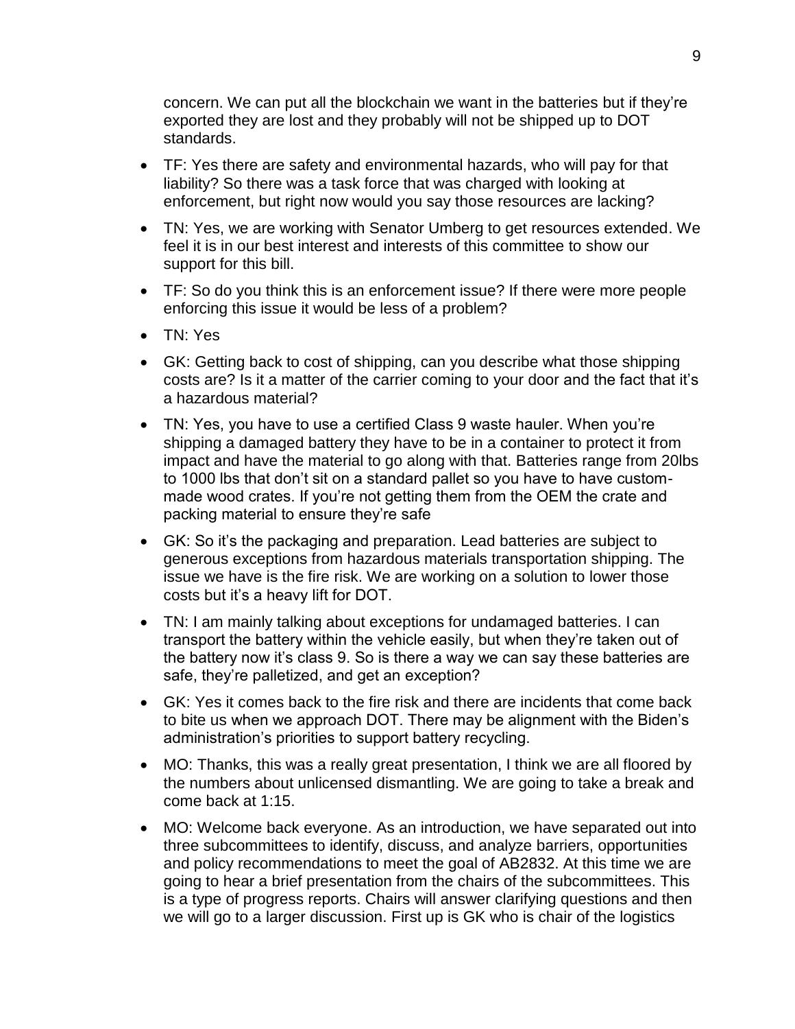concern. We can put all the blockchain we want in the batteries but if they're exported they are lost and they probably will not be shipped up to DOT standards.

- TF: Yes there are safety and environmental hazards, who will pay for that liability? So there was a task force that was charged with looking at enforcement, but right now would you say those resources are lacking?
- TN: Yes, we are working with Senator Umberg to get resources extended. We feel it is in our best interest and interests of this committee to show our support for this bill.
- TF: So do you think this is an enforcement issue? If there were more people enforcing this issue it would be less of a problem?
- TN: Yes
- GK: Getting back to cost of shipping, can you describe what those shipping costs are? Is it a matter of the carrier coming to your door and the fact that it's a hazardous material?
- TN: Yes, you have to use a certified Class 9 waste hauler. When you're shipping a damaged battery they have to be in a container to protect it from impact and have the material to go along with that. Batteries range from 20lbs to 1000 lbs that don't sit on a standard pallet so you have to have custom-made wood crates. If you're not getting them from the OEM the crate and packing material to ensure they're safe
- GK: So it's the packaging and preparation. Lead batteries are subject to generous exceptions from hazardous materials transportation shipping. The issue we have is the fire risk. We are working on a solution to lower those costs but it's a heavy lift for DOT.
- TN: I am mainly talking about exceptions for undamaged batteries. I can transport the battery within the vehicle easily, but when they're taken out of the battery now it's class 9. So is there a way we can say these batteries are safe, they're palletized, and get an exception?
- GK: Yes it comes back to the fire risk and there are incidents that come back to bite us when we approach DOT. There may be alignment with the Biden's administration's priorities to support battery recycling.
- MO: Thanks, this was a really great presentation, I think we are all floored by the numbers about unlicensed dismantling. We are going to take a break and come back at 1:15.
- MO: Welcome back everyone. As an introduction, we have separated out into three subcommittees to identify, discuss, and analyze barriers, opportunities and policy recommendations to meet the goal of AB2832. At this time we are going to hear a brief presentation from the chairs of the subcommittees. This is a type of progress reports. Chairs will answer clarifying questions and then we will go to a larger discussion. First up is GK who is chair of the logistics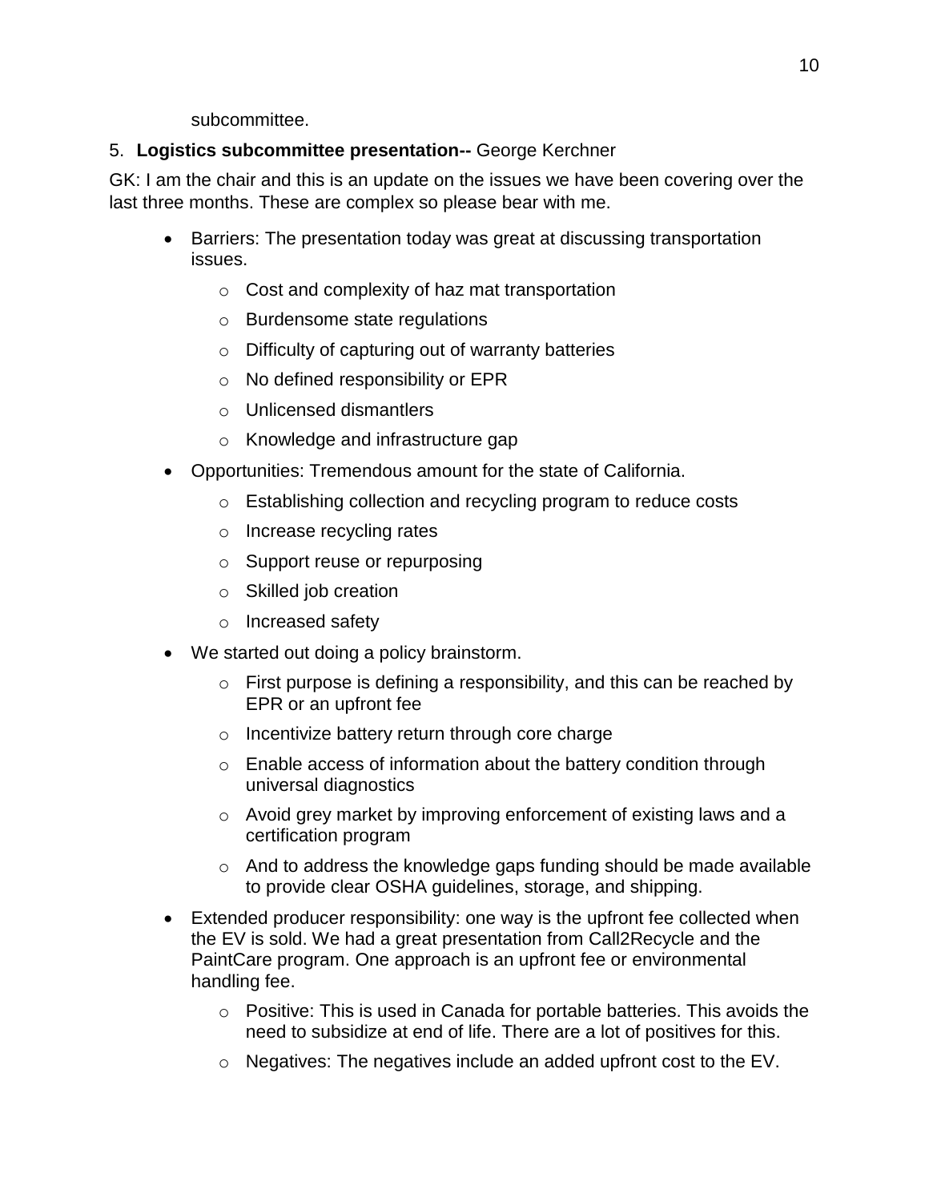subcommittee.

5. **Logistics subcommittee presentation--** George Kerchner

GK: I am the chair and this is an update on the issues we have been covering over the last three months. These are complex so please bear with me.

- Barriers: The presentation today was great at discussing transportation issues.
  - Cost and complexity of haz mat transportation
  - Burdensome state regulations
  - Difficulty of capturing out of warranty batteries
  - No defined responsibility or EPR
  - Unlicensed dismantlers
  - Knowledge and infrastructure gap
- Opportunities: Tremendous amount for the state of California.
  - Establishing collection and recycling program to reduce costs
  - Increase recycling rates
  - Support reuse or repurposing
  - Skilled job creation
  - Increased safety
- We started out doing a policy brainstorm.
  - First purpose is defining a responsibility, and this can be reached by EPR or an upfront fee
  - Incentivize battery return through core charge
  - Enable access of information about the battery condition through universal diagnostics
  - Avoid grey market by improving enforcement of existing laws and a certification program
  - And to address the knowledge gaps funding should be made available to provide clear OSHA guidelines, storage, and shipping.
- Extended producer responsibility: one way is the upfront fee collected when the EV is sold. We had a great presentation from Call2Recycle and the PaintCare program. One approach is an upfront fee or environmental handling fee.
  - Positive: This is used in Canada for portable batteries. This avoids the need to subsidize at end of life. There are a lot of positives for this.
  - Negatives: The negatives include an added upfront cost to the EV.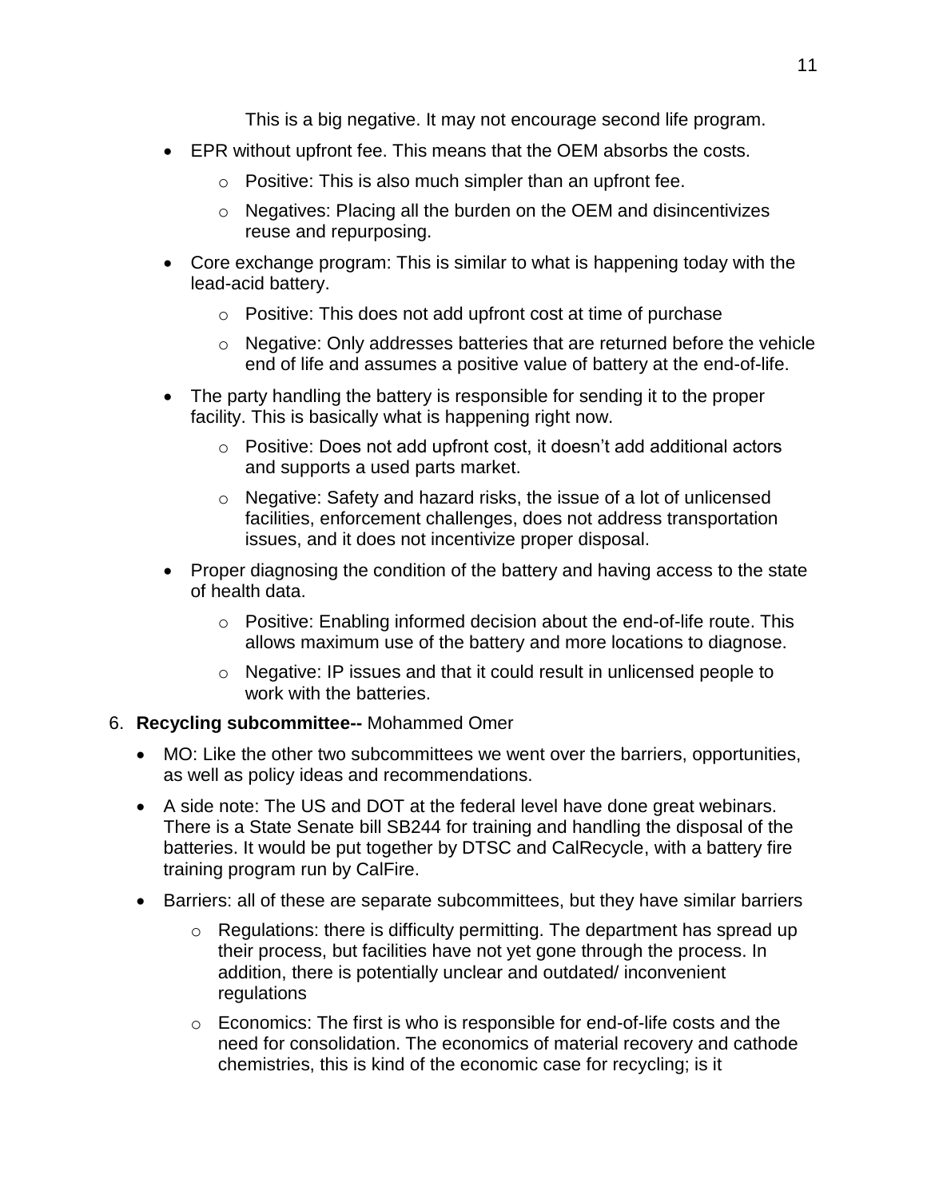This is a big negative. It may not encourage second life program.

- EPR without upfront fee. This means that the OEM absorbs the costs.
    - Positive: This is also much simpler than an upfront fee.
    - Negatives: Placing all the burden on the OEM and disincentivizes reuse and repurposing.
- Core exchange program: This is similar to what is happening today with the lead-acid battery.
    - Positive: This does not add upfront cost at time of purchase
    - Negative: Only addresses batteries that are returned before the vehicle end of life and assumes a positive value of battery at the end-of-life.
- The party handling the battery is responsible for sending it to the proper facility. This is basically what is happening right now.
    - Positive: Does not add upfront cost, it doesn't add additional actors and supports a used parts market.
    - Negative: Safety and hazard risks, the issue of a lot of unlicensed facilities, enforcement challenges, does not address transportation issues, and it does not incentivize proper disposal.
- Proper diagnosing the condition of the battery and having access to the state of health data.
    - Positive: Enabling informed decision about the end-of-life route. This allows maximum use of the battery and more locations to diagnose.
    - Negative: IP issues and that it could result in unlicensed people to work with the batteries.

6. **Recycling subcommittee--** Mohammed Omer

- MO: Like the other two subcommittees we went over the barriers, opportunities, as well as policy ideas and recommendations.
- A side note: The US and DOT at the federal level have done great webinars. There is a State Senate bill SB244 for training and handling the disposal of the batteries. It would be put together by DTSC and CalRecycle, with a battery fire training program run by CalFire.
- Barriers: all of these are separate subcommittees, but they have similar barriers
    - Regulations: there is difficulty permitting. The department has spread up their process, but facilities have not yet gone through the process. In addition, there is potentially unclear and outdated/ inconvenient regulations
    - Economics: The first is who is responsible for end-of-life costs and the need for consolidation. The economics of material recovery and cathode chemistries, this is kind of the economic case for recycling; is it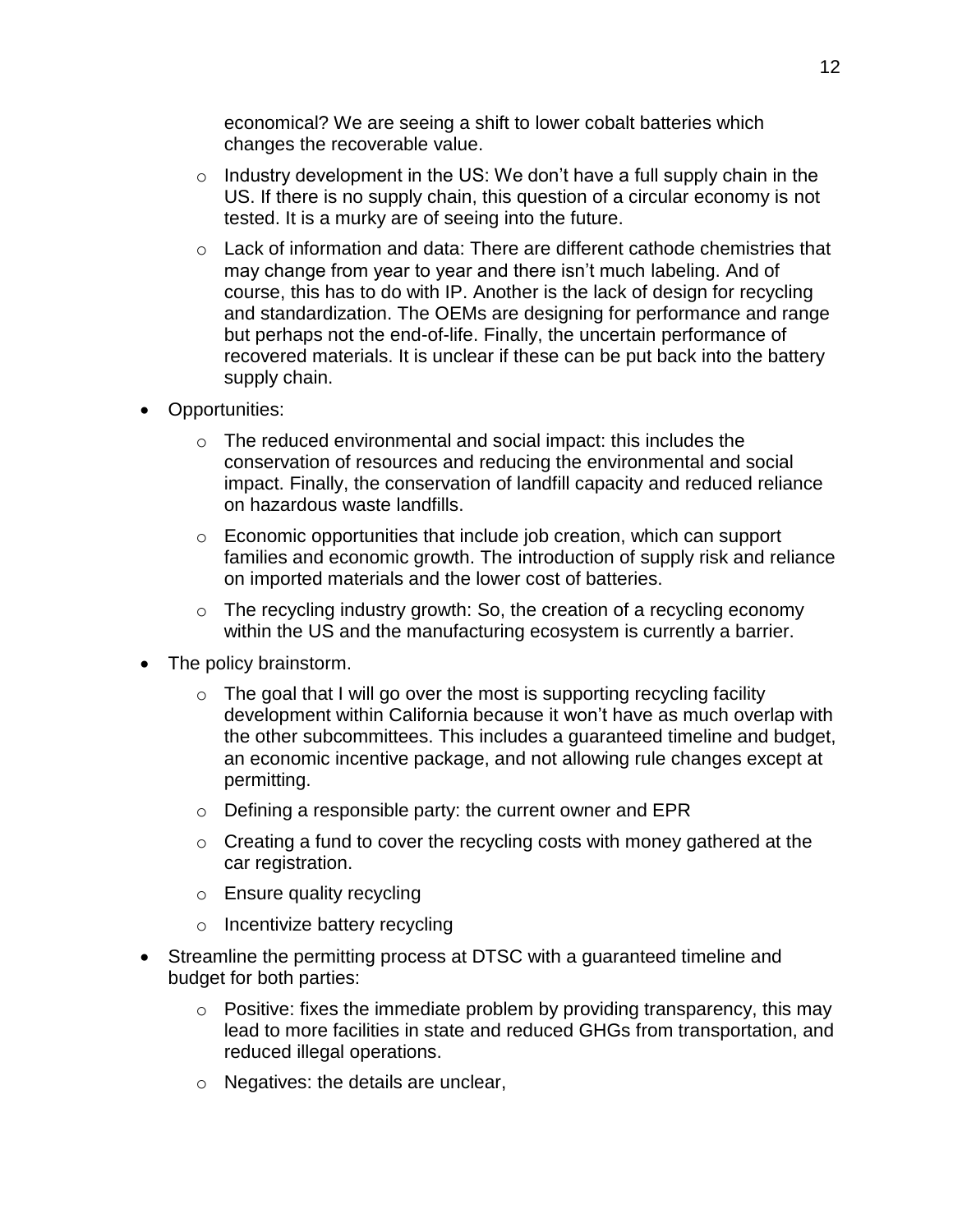economical? We are seeing a shift to lower cobalt batteries which changes the recoverable value.

  - Industry development in the US: We don't have a full supply chain in the US. If there is no supply chain, this question of a circular economy is not tested. It is a murky are of seeing into the future.
  - Lack of information and data: There are different cathode chemistries that may change from year to year and there isn't much labeling. And of course, this has to do with IP. Another is the lack of design for recycling and standardization. The OEMs are designing for performance and range but perhaps not the end-of-life. Finally, the uncertain performance of recovered materials. It is unclear if these can be put back into the battery supply chain.
- Opportunities:
  - The reduced environmental and social impact: this includes the conservation of resources and reducing the environmental and social impact. Finally, the conservation of landfill capacity and reduced reliance on hazardous waste landfills.
  - Economic opportunities that include job creation, which can support families and economic growth. The introduction of supply risk and reliance on imported materials and the lower cost of batteries.
  - The recycling industry growth: So, the creation of a recycling economy within the US and the manufacturing ecosystem is currently a barrier.
- The policy brainstorm.
  - The goal that I will go over the most is supporting recycling facility development within California because it won't have as much overlap with the other subcommittees. This includes a guaranteed timeline and budget, an economic incentive package, and not allowing rule changes except at permitting.
  - Defining a responsible party: the current owner and EPR
  - Creating a fund to cover the recycling costs with money gathered at the car registration.
  - Ensure quality recycling
  - Incentivize battery recycling
- Streamline the permitting process at DTSC with a guaranteed timeline and budget for both parties:
  - Positive: fixes the immediate problem by providing transparency, this may lead to more facilities in state and reduced GHGs from transportation, and reduced illegal operations.
  - Negatives: the details are unclear,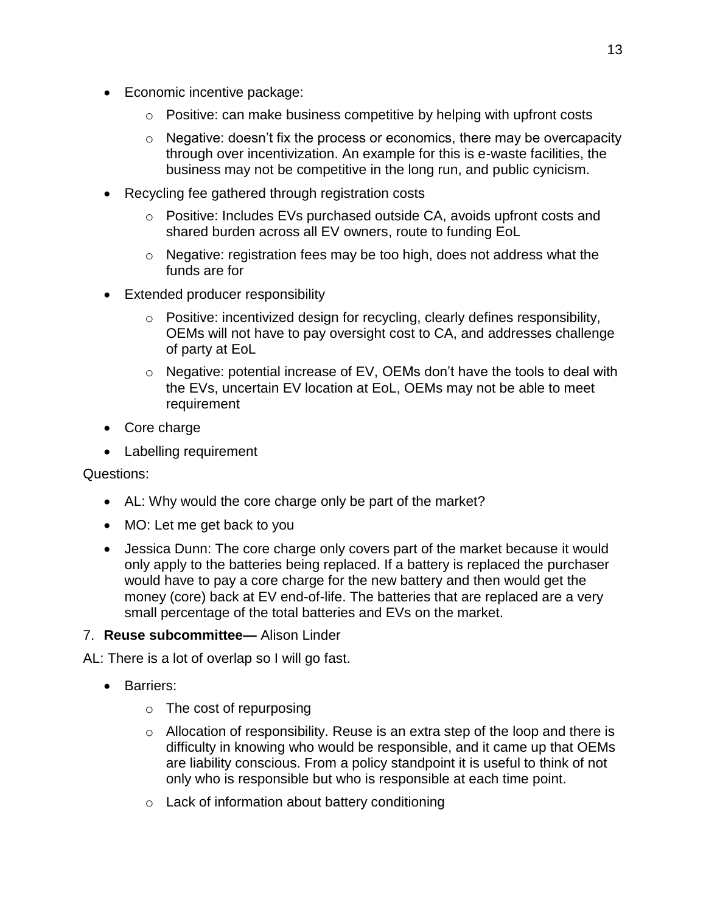- Economic incentive package:
    - Positive: can make business competitive by helping with upfront costs
    - Negative: doesn't fix the process or economics, there may be overcapacity through over incentivization. An example for this is e-waste facilities, the business may not be competitive in the long run, and public cynicism.
- Recycling fee gathered through registration costs
    - Positive: Includes EVs purchased outside CA, avoids upfront costs and shared burden across all EV owners, route to funding EoL
    - Negative: registration fees may be too high, does not address what the funds are for
- Extended producer responsibility
    - Positive: incentivized design for recycling, clearly defines responsibility, OEMs will not have to pay oversight cost to CA, and addresses challenge of party at EoL
    - Negative: potential increase of EV, OEMs don't have the tools to deal with the EVs, uncertain EV location at EoL, OEMs may not be able to meet requirement
- Core charge
- Labelling requirement

Questions:

- AL: Why would the core charge only be part of the market?
- MO: Let me get back to you
- Jessica Dunn: The core charge only covers part of the market because it would only apply to the batteries being replaced. If a battery is replaced the purchaser would have to pay a core charge for the new battery and then would get the money (core) back at EV end-of-life. The batteries that are replaced are a very small percentage of the total batteries and EVs on the market.

7. **Reuse subcommittee—** Alison Linder

AL: There is a lot of overlap so I will go fast.

- Barriers:
    - The cost of repurposing
    - Allocation of responsibility. Reuse is an extra step of the loop and there is difficulty in knowing who would be responsible, and it came up that OEMs are liability conscious. From a policy standpoint it is useful to think of not only who is responsible but who is responsible at each time point.
    - Lack of information about battery conditioning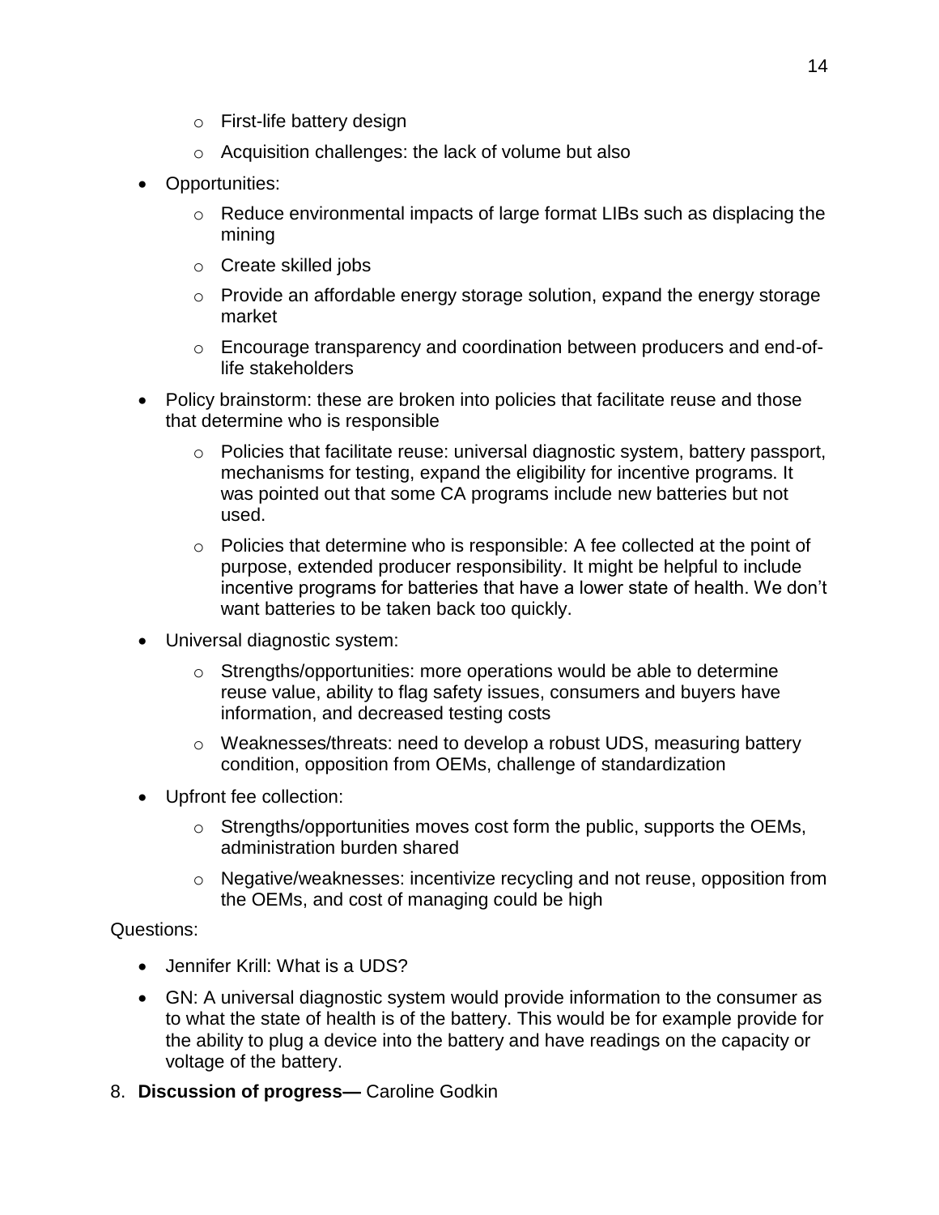- First-life battery design
    - Acquisition challenges: the lack of volume but also
- Opportunities:
    - Reduce environmental impacts of large format LIBs such as displacing the mining
    - Create skilled jobs
    - Provide an affordable energy storage solution, expand the energy storage market
    - Encourage transparency and coordination between producers and end-of-life stakeholders
- Policy brainstorm: these are broken into policies that facilitate reuse and those that determine who is responsible
    - Policies that facilitate reuse: universal diagnostic system, battery passport, mechanisms for testing, expand the eligibility for incentive programs. It was pointed out that some CA programs include new batteries but not used.
    - Policies that determine who is responsible: A fee collected at the point of purpose, extended producer responsibility. It might be helpful to include incentive programs for batteries that have a lower state of health. We don't want batteries to be taken back too quickly.
- Universal diagnostic system:
    - Strengths/opportunities: more operations would be able to determine reuse value, ability to flag safety issues, consumers and buyers have information, and decreased testing costs
    - Weaknesses/threats: need to develop a robust UDS, measuring battery condition, opposition from OEMs, challenge of standardization
- Upfront fee collection:
    - Strengths/opportunities moves cost form the public, supports the OEMs, administration burden shared
    - Negative/weaknesses: incentivize recycling and not reuse, opposition from the OEMs, and cost of managing could be high

Questions:

- Jennifer Krill: What is a UDS?
- GN: A universal diagnostic system would provide information to the consumer as to what the state of health is of the battery. This would be for example provide for the ability to plug a device into the battery and have readings on the capacity or voltage of the battery.

8. **Discussion of progress—** Caroline Godkin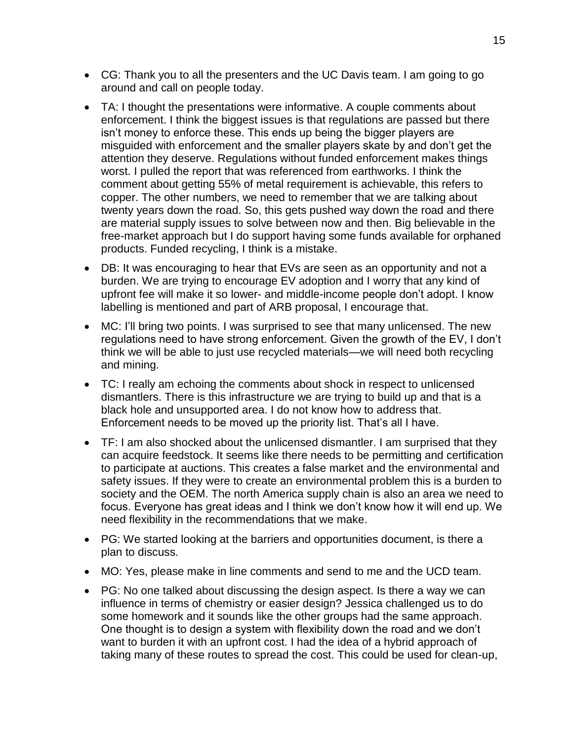- CG: Thank you to all the presenters and the UC Davis team. I am going to go around and call on people today.
- TA: I thought the presentations were informative. A couple comments about enforcement. I think the biggest issues is that regulations are passed but there isn't money to enforce these. This ends up being the bigger players are misguided with enforcement and the smaller players skate by and don't get the attention they deserve. Regulations without funded enforcement makes things worst. I pulled the report that was referenced from earthworks. I think the comment about getting 55% of metal requirement is achievable, this refers to copper. The other numbers, we need to remember that we are talking about twenty years down the road. So, this gets pushed way down the road and there are material supply issues to solve between now and then. Big believable in the free-market approach but I do support having some funds available for orphaned products. Funded recycling, I think is a mistake.
- DB: It was encouraging to hear that EVs are seen as an opportunity and not a burden. We are trying to encourage EV adoption and I worry that any kind of upfront fee will make it so lower- and middle-income people don't adopt. I know labelling is mentioned and part of ARB proposal, I encourage that.
- MC: I'll bring two points. I was surprised to see that many unlicensed. The new regulations need to have strong enforcement. Given the growth of the EV, I don't think we will be able to just use recycled materials—we will need both recycling and mining.
- TC: I really am echoing the comments about shock in respect to unlicensed dismantlers. There is this infrastructure we are trying to build up and that is a black hole and unsupported area. I do not know how to address that. Enforcement needs to be moved up the priority list. That's all I have.
- TF: I am also shocked about the unlicensed dismantler. I am surprised that they can acquire feedstock. It seems like there needs to be permitting and certification to participate at auctions. This creates a false market and the environmental and safety issues. If they were to create an environmental problem this is a burden to society and the OEM. The north America supply chain is also an area we need to focus. Everyone has great ideas and I think we don't know how it will end up. We need flexibility in the recommendations that we make.
- PG: We started looking at the barriers and opportunities document, is there a plan to discuss.
- MO: Yes, please make in line comments and send to me and the UCD team.
- PG: No one talked about discussing the design aspect. Is there a way we can influence in terms of chemistry or easier design? Jessica challenged us to do some homework and it sounds like the other groups had the same approach. One thought is to design a system with flexibility down the road and we don't want to burden it with an upfront cost. I had the idea of a hybrid approach of taking many of these routes to spread the cost. This could be used for clean-up,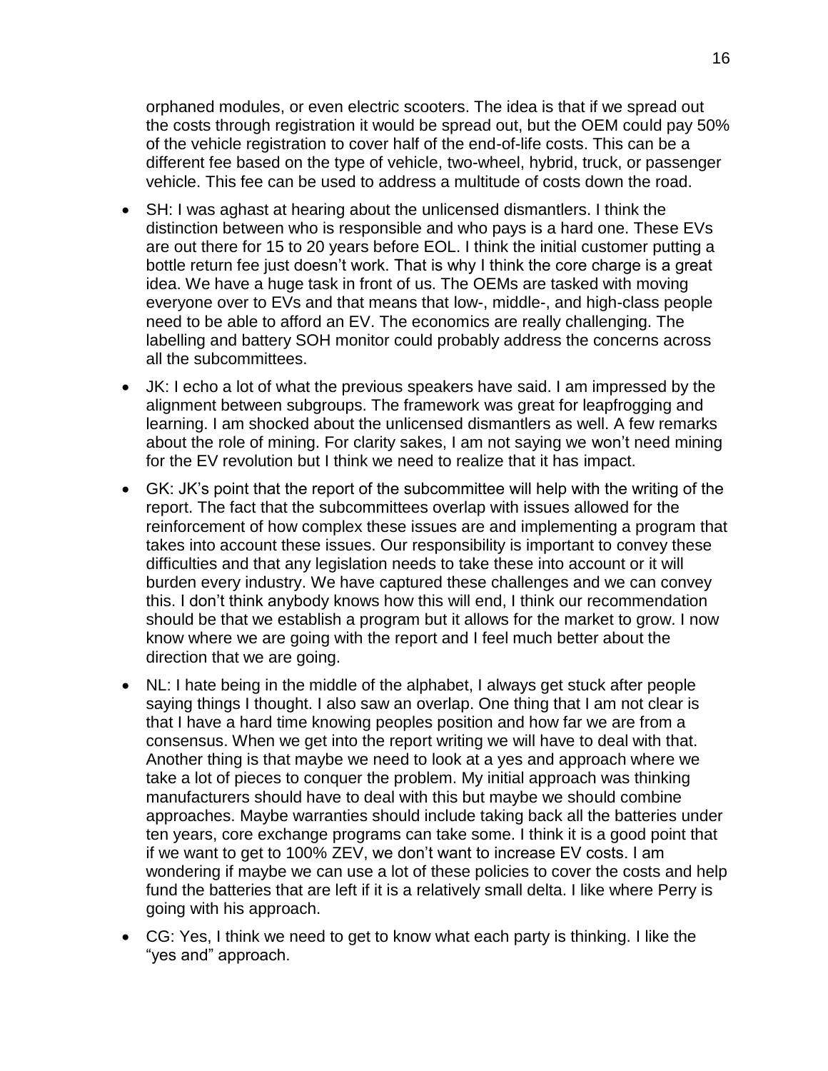orphaned modules, or even electric scooters. The idea is that if we spread out the costs through registration it would be spread out, but the OEM could pay 50% of the vehicle registration to cover half of the end-of-life costs. This can be a different fee based on the type of vehicle, two-wheel, hybrid, truck, or passenger vehicle. This fee can be used to address a multitude of costs down the road.

- SH: I was aghast at hearing about the unlicensed dismantlers. I think the distinction between who is responsible and who pays is a hard one. These EVs are out there for 15 to 20 years before EOL. I think the initial customer putting a bottle return fee just doesn't work. That is why I think the core charge is a great idea. We have a huge task in front of us. The OEMs are tasked with moving everyone over to EVs and that means that low-, middle-, and high-class people need to be able to afford an EV. The economics are really challenging. The labelling and battery SOH monitor could probably address the concerns across all the subcommittees.
- JK: I echo a lot of what the previous speakers have said. I am impressed by the alignment between subgroups. The framework was great for leapfrogging and learning. I am shocked about the unlicensed dismantlers as well. A few remarks about the role of mining. For clarity sakes, I am not saying we won't need mining for the EV revolution but I think we need to realize that it has impact.
- GK: JK's point that the report of the subcommittee will help with the writing of the report. The fact that the subcommittees overlap with issues allowed for the reinforcement of how complex these issues are and implementing a program that takes into account these issues. Our responsibility is important to convey these difficulties and that any legislation needs to take these into account or it will burden every industry. We have captured these challenges and we can convey this. I don't think anybody knows how this will end, I think our recommendation should be that we establish a program but it allows for the market to grow. I now know where we are going with the report and I feel much better about the direction that we are going.
- NL: I hate being in the middle of the alphabet, I always get stuck after people saying things I thought. I also saw an overlap. One thing that I am not clear is that I have a hard time knowing peoples position and how far we are from a consensus. When we get into the report writing we will have to deal with that. Another thing is that maybe we need to look at a yes and approach where we take a lot of pieces to conquer the problem. My initial approach was thinking manufacturers should have to deal with this but maybe we should combine approaches. Maybe warranties should include taking back all the batteries under ten years, core exchange programs can take some. I think it is a good point that if we want to get to 100% ZEV, we don't want to increase EV costs. I am wondering if maybe we can use a lot of these policies to cover the costs and help fund the batteries that are left if it is a relatively small delta. I like where Perry is going with his approach.
- CG: Yes, I think we need to get to know what each party is thinking. I like the "yes and" approach.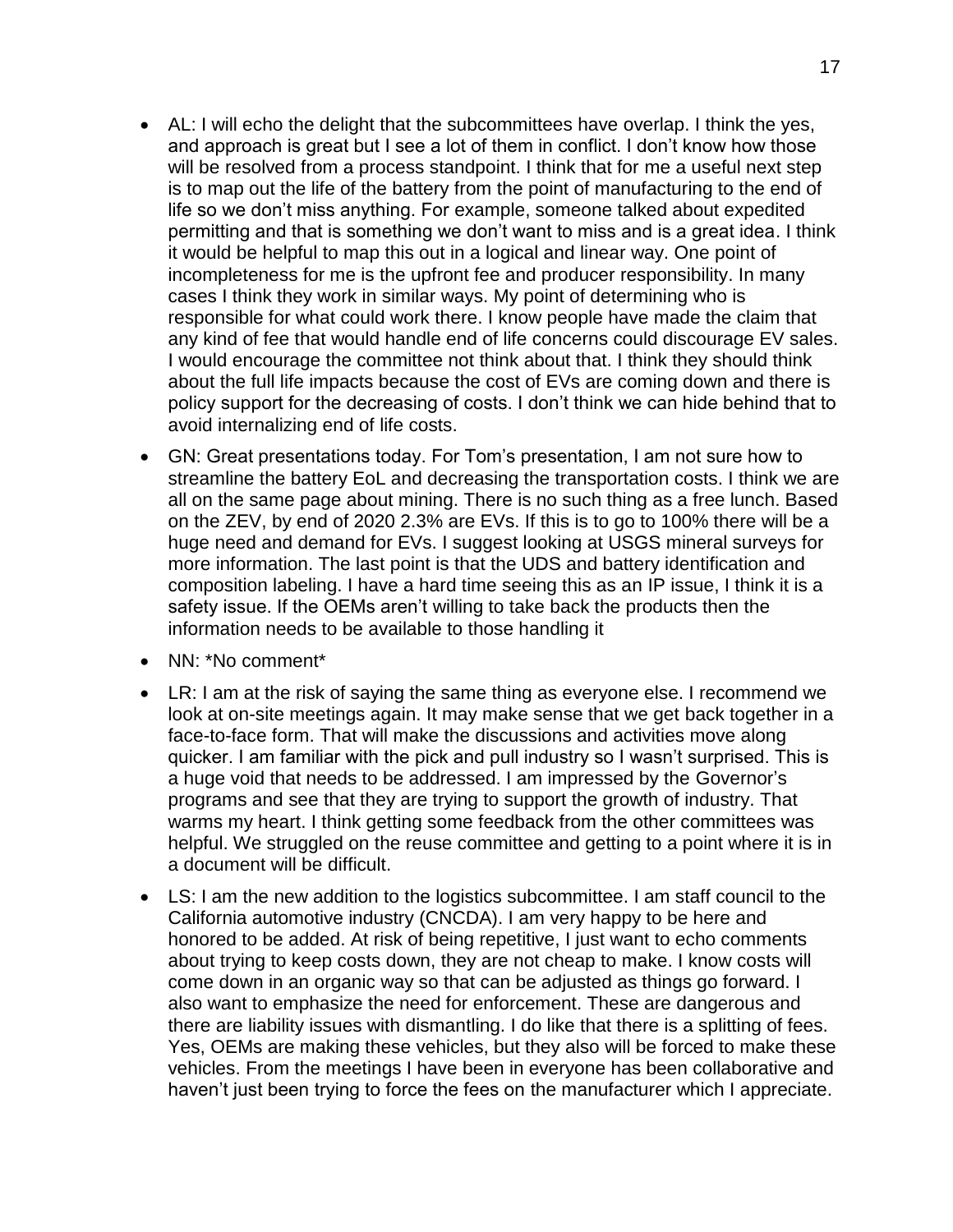- AL: I will echo the delight that the subcommittees have overlap. I think the yes, and approach is great but I see a lot of them in conflict. I don't know how those will be resolved from a process standpoint. I think that for me a useful next step is to map out the life of the battery from the point of manufacturing to the end of life so we don't miss anything. For example, someone talked about expedited permitting and that is something we don't want to miss and is a great idea. I think it would be helpful to map this out in a logical and linear way. One point of incompleteness for me is the upfront fee and producer responsibility. In many cases I think they work in similar ways. My point of determining who is responsible for what could work there. I know people have made the claim that any kind of fee that would handle end of life concerns could discourage EV sales. I would encourage the committee not think about that. I think they should think about the full life impacts because the cost of EVs are coming down and there is policy support for the decreasing of costs. I don't think we can hide behind that to avoid internalizing end of life costs.
- GN: Great presentations today. For Tom's presentation, I am not sure how to streamline the battery EoL and decreasing the transportation costs. I think we are all on the same page about mining. There is no such thing as a free lunch. Based on the ZEV, by end of 2020 2.3% are EVs. If this is to go to 100% there will be a huge need and demand for EVs. I suggest looking at USGS mineral surveys for more information. The last point is that the UDS and battery identification and composition labeling. I have a hard time seeing this as an IP issue, I think it is a safety issue. If the OEMs aren't willing to take back the products then the information needs to be available to those handling it
- NN: *No comment*
- LR: I am at the risk of saying the same thing as everyone else. I recommend we look at on-site meetings again. It may make sense that we get back together in a face-to-face form. That will make the discussions and activities move along quicker. I am familiar with the pick and pull industry so I wasn't surprised. This is a huge void that needs to be addressed. I am impressed by the Governor's programs and see that they are trying to support the growth of industry. That warms my heart. I think getting some feedback from the other committees was helpful. We struggled on the reuse committee and getting to a point where it is in a document will be difficult.
- LS: I am the new addition to the logistics subcommittee. I am staff council to the California automotive industry (CNCDA). I am very happy to be here and honored to be added. At risk of being repetitive, I just want to echo comments about trying to keep costs down, they are not cheap to make. I know costs will come down in an organic way so that can be adjusted as things go forward. I also want to emphasize the need for enforcement. These are dangerous and there are liability issues with dismantling. I do like that there is a splitting of fees. Yes, OEMs are making these vehicles, but they also will be forced to make these vehicles. From the meetings I have been in everyone has been collaborative and haven't just been trying to force the fees on the manufacturer which I appreciate.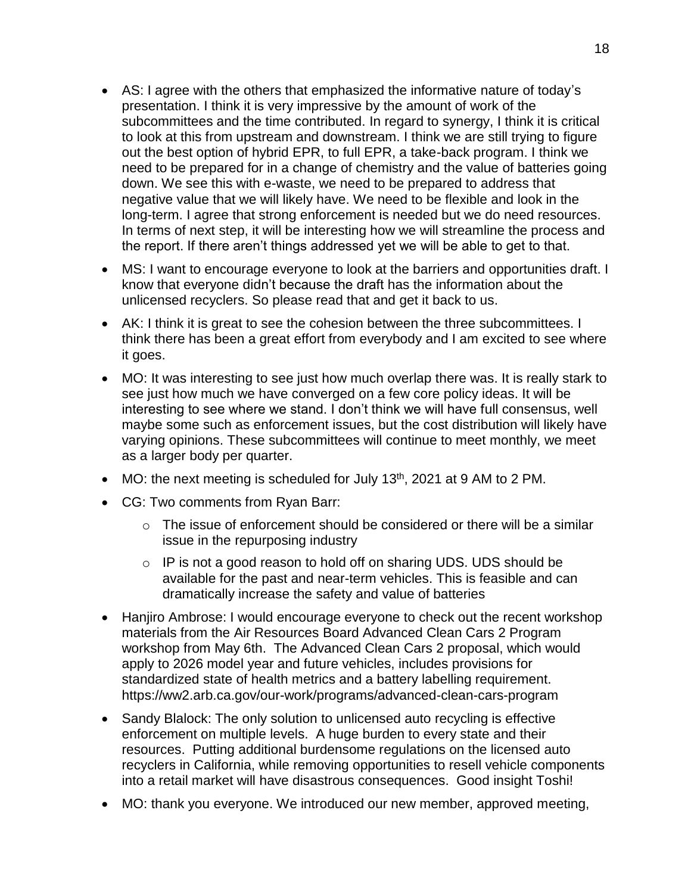- AS: I agree with the others that emphasized the informative nature of today's presentation. I think it is very impressive by the amount of work of the subcommittees and the time contributed. In regard to synergy, I think it is critical to look at this from upstream and downstream. I think we are still trying to figure out the best option of hybrid EPR, to full EPR, a take-back program. I think we need to be prepared for in a change of chemistry and the value of batteries going down. We see this with e-waste, we need to be prepared to address that negative value that we will likely have. We need to be flexible and look in the long-term. I agree that strong enforcement is needed but we do need resources. In terms of next step, it will be interesting how we will streamline the process and the report. If there aren't things addressed yet we will be able to get to that.
- MS: I want to encourage everyone to look at the barriers and opportunities draft. I know that everyone didn't because the draft has the information about the unlicensed recyclers. So please read that and get it back to us.
- AK: I think it is great to see the cohesion between the three subcommittees. I think there has been a great effort from everybody and I am excited to see where it goes.
- MO: It was interesting to see just how much overlap there was. It is really stark to see just how much we have converged on a few core policy ideas. It will be interesting to see where we stand. I don't think we will have full consensus, well maybe some such as enforcement issues, but the cost distribution will likely have varying opinions. These subcommittees will continue to meet monthly, we meet as a larger body per quarter.
- MO: the next meeting is scheduled for July 13th, 2021 at 9 AM to 2 PM.
- CG: Two comments from Ryan Barr:
  - The issue of enforcement should be considered or there will be a similar issue in the repurposing industry
  - IP is not a good reason to hold off on sharing UDS. UDS should be available for the past and near-term vehicles. This is feasible and can dramatically increase the safety and value of batteries
- Hanjiro Ambrose: I would encourage everyone to check out the recent workshop materials from the Air Resources Board Advanced Clean Cars 2 Program workshop from May 6th. The Advanced Clean Cars 2 proposal, which would apply to 2026 model year and future vehicles, includes provisions for standardized state of health metrics and a battery labelling requirement. https://ww2.arb.ca.gov/our-work/programs/advanced-clean-cars-program
- Sandy Blalock: The only solution to unlicensed auto recycling is effective enforcement on multiple levels. A huge burden to every state and their resources. Putting additional burdensome regulations on the licensed auto recyclers in California, while removing opportunities to resell vehicle components into a retail market will have disastrous consequences. Good insight Toshi!
- MO: thank you everyone. We introduced our new member, approved meeting,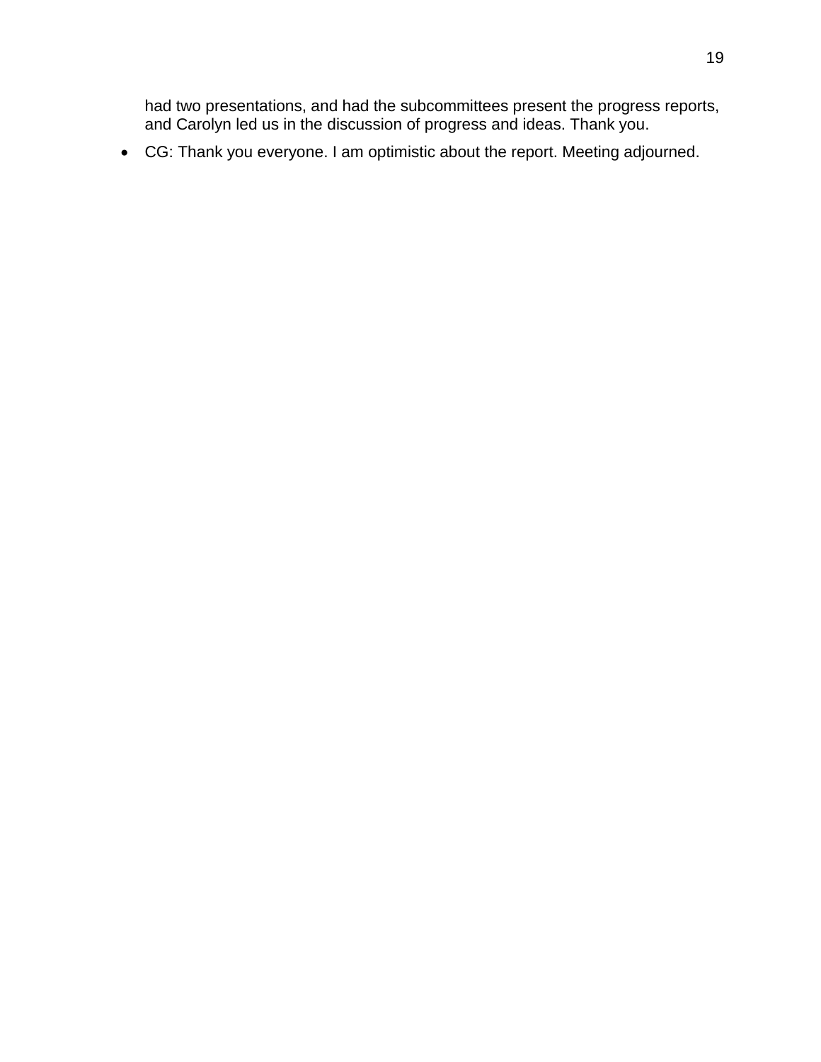had two presentations, and had the subcommittees present the progress reports, and Carolyn led us in the discussion of progress and ideas. Thank you.

- CG: Thank you everyone. I am optimistic about the report. Meeting adjourned.